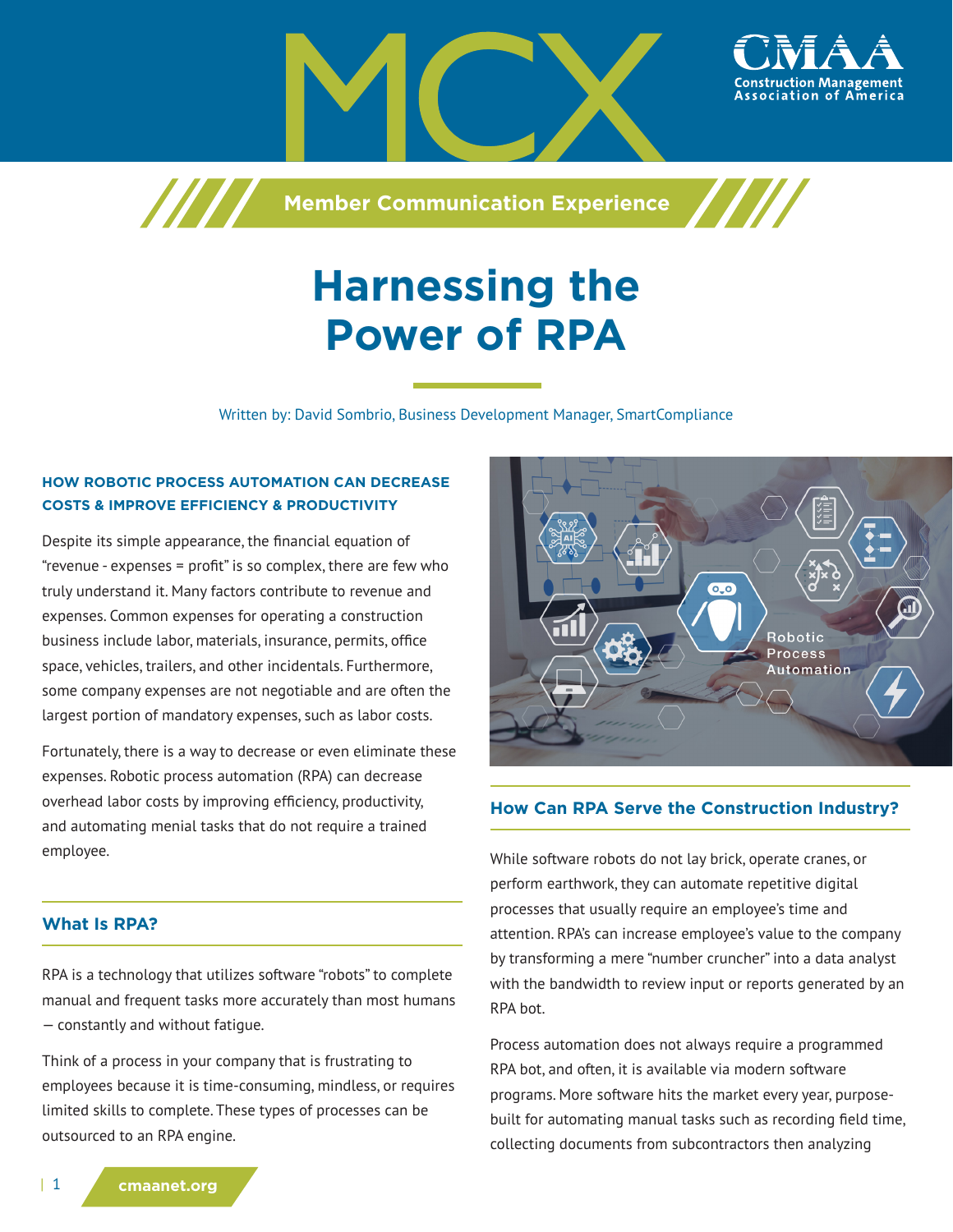# Harnessing the Power of RPA

Written by: David Sombrio, Business Development Manager, SmartCompliance

### HOW ROBOTIC PROCESS AUTOMATION CAN DECREASE COSTS & IMPROVE EFFICIENCY & PRODUCTIVITY

Despite its simple appearance, the financial equation of "revenue - expenses = profit" is so complex, there are few who truly understand it. Many factors contribute to revenue and expenses. Common expenses for operating a construction business include labor, materials, insurance, permits, office space, vehicles, trailers, and other incidentals. Furthermore, some company expenses are not negotiable and are often the largest portion of mandatory expenses, such as labor costs.

Fortunately, there is a way to decrease or even eliminate these expenses. Robotic process automation (RPA) can decrease overhead labor costs by improving efficiency, productivity, and automating menial tasks that do not require a trained employee.

## What Is RPA?

RPA is a technology that utilizes software "robots" to complete manual and frequent tasks more accurately than most humans — constantly and without fatigue.

Think of a process in your company that is frustrating to employees because it is time-consuming, mindless, or requires limited skills to complete. These types of processes can be outsourced to an RPA engine.

## How Can RPA Serve the Construction Industry?

While software robots do not lay brick, operate cranes, or perform earthwork, they can automate repetitive digital processes that usually require an employee's time and attention. RPA's can increase employee's value to the company by transforming a mere "number cruncher" into a data analyst with the bandwidth to review input or reports generated by an RPA bot.

Process automation does not always require a programmed RPA bot, and often, it is available via modern software programs. More software hits the market every year, purpose-built for automating manual tasks such as recording field time, collecting documents from subcontractors then analyzing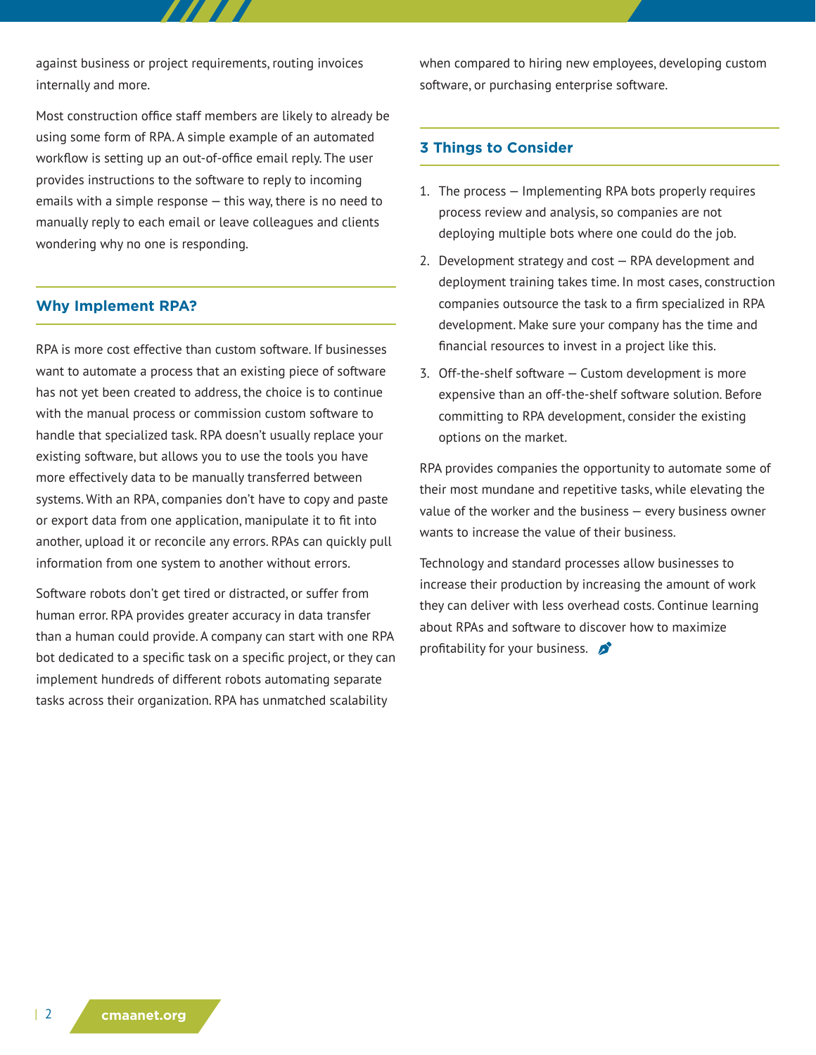against business or project requirements, routing invoices internally and more.

Most construction office staff members are likely to already be using some form of RPA. A simple example of an automated workflow is setting up an out-of-office email reply. The user provides instructions to the software to reply to incoming emails with a simple response — this way, there is no need to manually reply to each email or leave colleagues and clients wondering why no one is responding.

## Why Implement RPA?

RPA is more cost effective than custom software. If businesses want to automate a process that an existing piece of software has not yet been created to address, the choice is to continue with the manual process or commission custom software to handle that specialized task. RPA doesn't usually replace your existing software, but allows you to use the tools you have more effectively data to be manually transferred between systems. With an RPA, companies don't have to copy and paste or export data from one application, manipulate it to fit into another, upload it or reconcile any errors. RPAs can quickly pull information from one system to another without errors.

Software robots don't get tired or distracted, or suffer from human error. RPA provides greater accuracy in data transfer than a human could provide. A company can start with one RPA bot dedicated to a specific task on a specific project, or they can implement hundreds of different robots automating separate tasks across their organization. RPA has unmatched scalability when compared to hiring new employees, developing custom software, or purchasing enterprise software.

## 3 Things to Consider

1. The process — Implementing RPA bots properly requires process review and analysis, so companies are not deploying multiple bots where one could do the job.
2. Development strategy and cost — RPA development and deployment training takes time. In most cases, construction companies outsource the task to a firm specialized in RPA development. Make sure your company has the time and financial resources to invest in a project like this.
3. Off-the-shelf software — Custom development is more expensive than an off-the-shelf software solution. Before committing to RPA development, consider the existing options on the market.

RPA provides companies the opportunity to automate some of their most mundane and repetitive tasks, while elevating the value of the worker and the business — every business owner wants to increase the value of their business.

Technology and standard processes allow businesses to increase their production by increasing the amount of work they can deliver with less overhead costs. Continue learning about RPAs and software to discover how to maximize profitability for your business.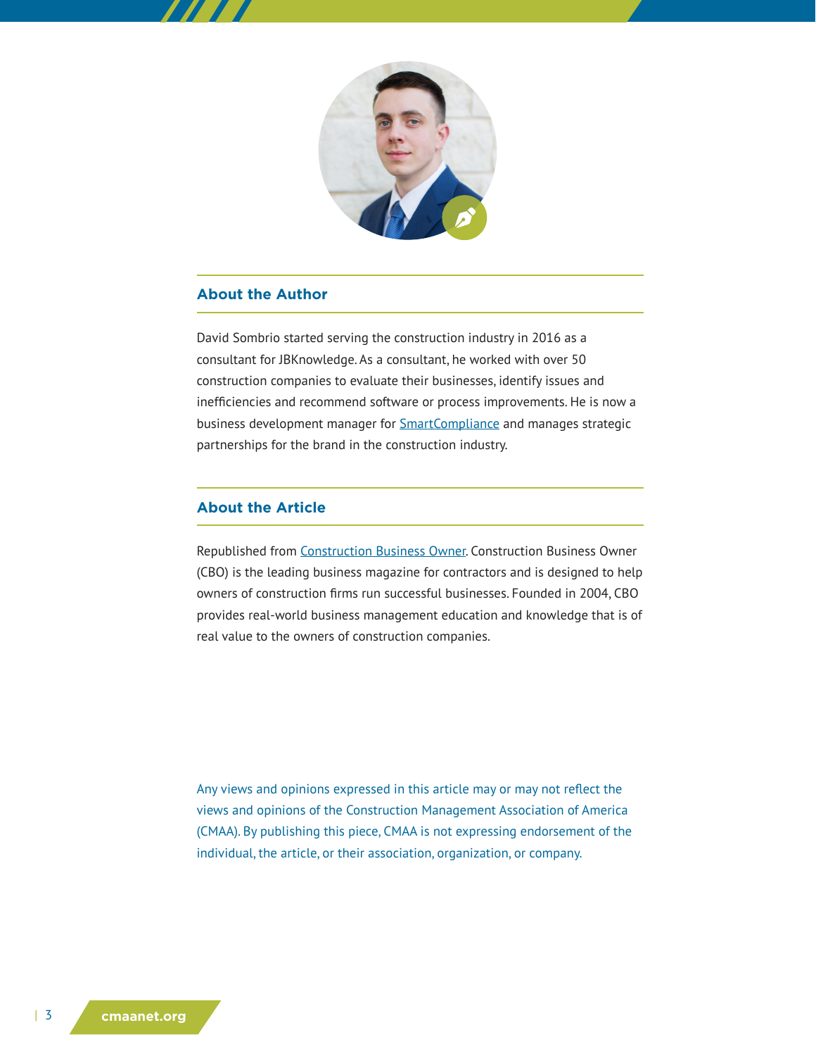## About the Author

David Sombrio started serving the construction industry in 2016 as a consultant for JBKnowledge. As a consultant, he worked with over 50 construction companies to evaluate their businesses, identify issues and inefficiencies and recommend software or process improvements. He is now a business development manager for SmartCompliance and manages strategic partnerships for the brand in the construction industry.

## About the Article

Republished from Construction Business Owner. Construction Business Owner (CBO) is the leading business magazine for contractors and is designed to help owners of construction firms run successful businesses. Founded in 2004, CBO provides real-world business management education and knowledge that is of real value to the owners of construction companies.

Any views and opinions expressed in this article may or may not reflect the views and opinions of the Construction Management Association of America (CMAA). By publishing this piece, CMAA is not expressing endorsement of the individual, the article, or their association, organization, or company.